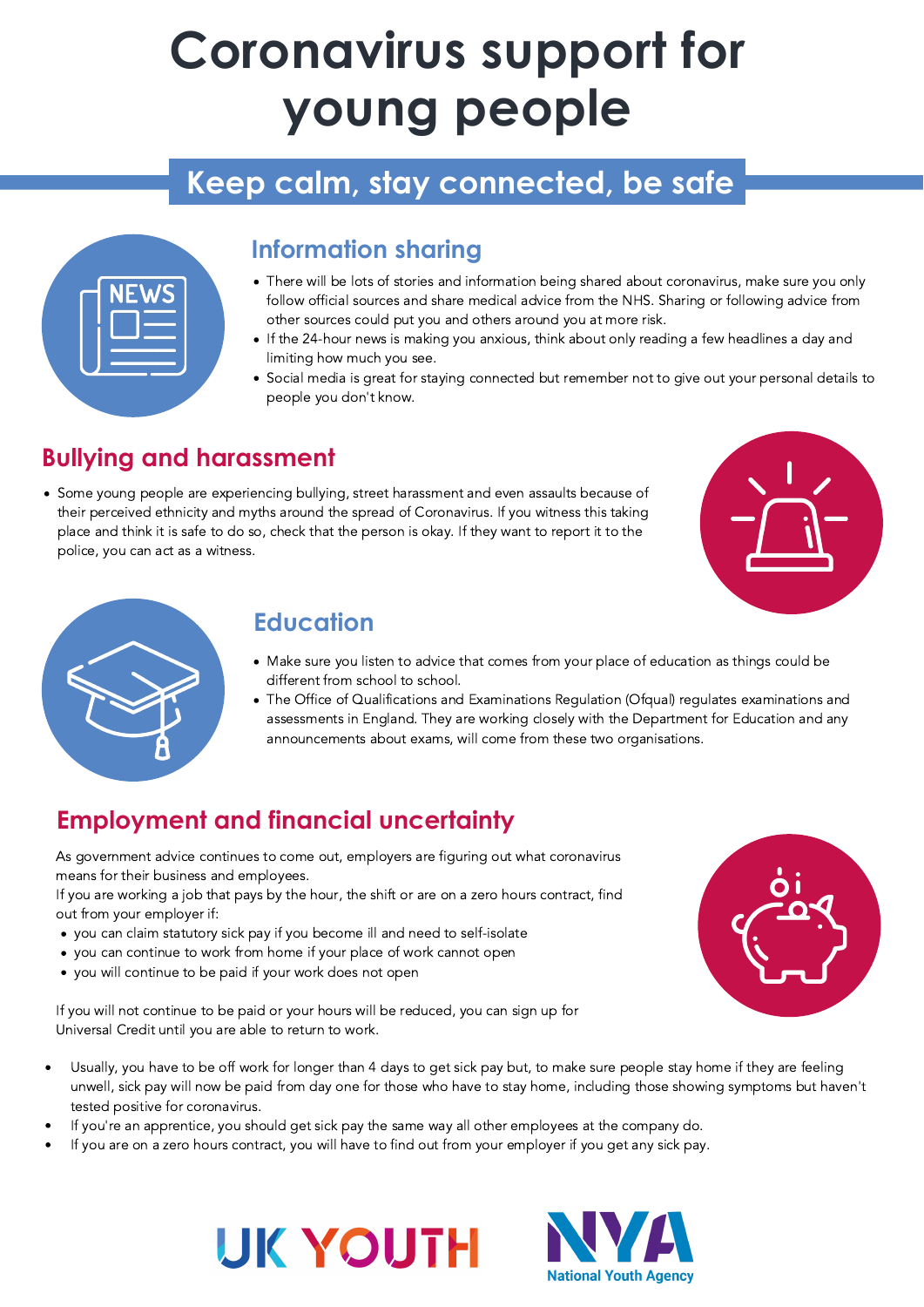# Coronavirus support for young people

## Keep calm, stay connected, be safe

## Information sharing

- There will be lots of stories and information being shared about coronavirus, make sure you only follow official sources and share medical advice from the NHS. Sharing or following advice from other sources could put you and others around you at more risk.
- If the 24-hour news is making you anxious, think about only reading a few headlines a day and limiting how much you see.
- Social media is great for staying connected but remember not to give out your personal details to people you don't know.

## Bullying and harassment

- Some young people are experiencing bullying, street harassment and even assaults because of their perceived ethnicity and myths around the spread of Coronavirus. If you witness this taking place and think it is safe to do so, check that the person is okay. If they want to report it to the police, you can act as a witness.

## Education

- Make sure you listen to advice that comes from your place of education as things could be different from school to school.
- The Office of Qualifications and Examinations Regulation (Ofqual) regulates examinations and assessments in England. They are working closely with the Department for Education and any announcements about exams, will come from these two organisations.

## Employment and financial uncertainty

As government advice continues to come out, employers are figuring out what coronavirus means for their business and employees.
If you are working a job that pays by the hour, the shift or are on a zero hours contract, find out from your employer if:

- you can claim statutory sick pay if you become ill and need to self-isolate
- you can continue to work from home if your place of work cannot open
- you will continue to be paid if your work does not open

If you will not continue to be paid or your hours will be reduced, you can sign up for Universal Credit until you are able to return to work.

- Usually, you have to be off work for longer than 4 days to get sick pay but, to make sure people stay home if they are feeling unwell, sick pay will now be paid from day one for those who have to stay home, including those showing symptoms but haven't tested positive for coronavirus.
- If you're an apprentice, you should get sick pay the same way all other employees at the company do.
- If you are on a zero hours contract, you will have to find out from your employer if you get any sick pay.

UK YOUTH

NYA National Youth Agency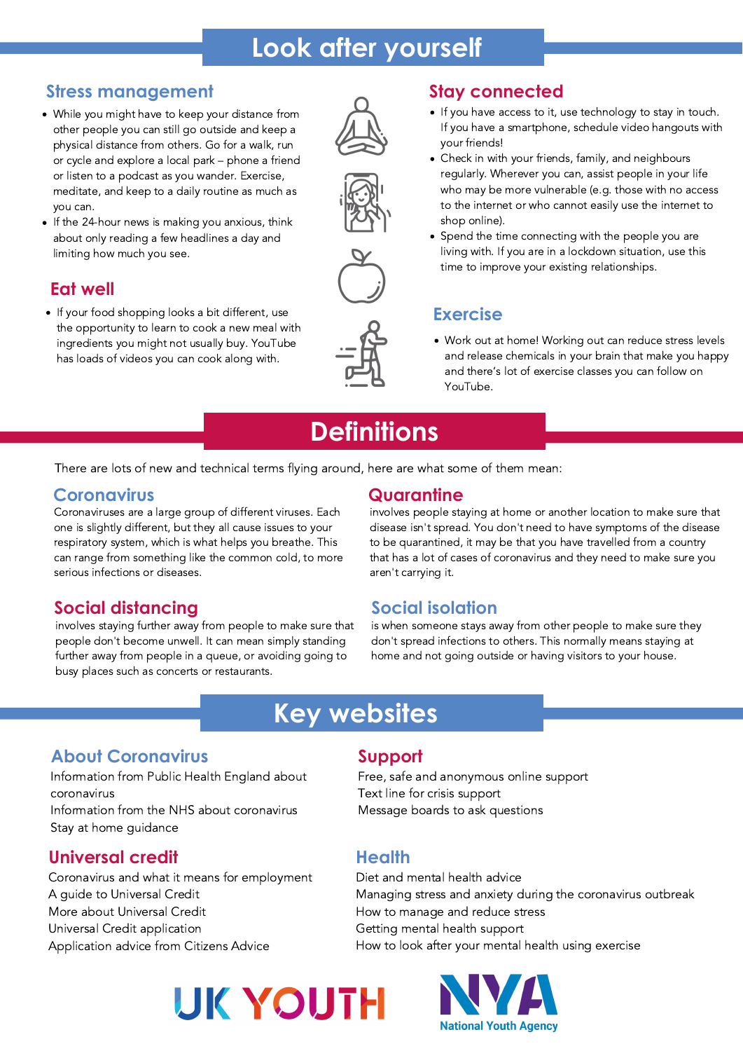# Look after yourself

## Stress management

- While you might have to keep your distance from other people you can still go outside and keep a physical distance from others. Go for a walk, run or cycle and explore a local park – phone a friend or listen to a podcast as you wander. Exercise, meditate, and keep to a daily routine as much as you can.
- If the 24-hour news is making you anxious, think about only reading a few headlines a day and limiting how much you see.

## Eat well

- If your food shopping looks a bit different, use the opportunity to learn to cook a new meal with ingredients you might not usually buy. YouTube has loads of videos you can cook along with.

## Stay connected

- If you have access to it, use technology to stay in touch. If you have a smartphone, schedule video hangouts with your friends!
- Check in with your friends, family, and neighbours regularly. Wherever you can, assist people in your life who may be more vulnerable (e.g. those with no access to the internet or who cannot easily use the internet to shop online).
- Spend the time connecting with the people you are living with. If you are in a lockdown situation, use this time to improve your existing relationships.

## Exercise

- Work out at home! Working out can reduce stress levels and release chemicals in your brain that make you happy and there's lot of exercise classes you can follow on YouTube.

# Definitions

There are lots of new and technical terms flying around, here are what some of them mean:

## Coronavirus

Coronaviruses are a large group of different viruses. Each one is slightly different, but they all cause issues to your respiratory system, which is what helps you breathe. This can range from something like the common cold, to more serious infections or diseases.

## Quarantine

involves people staying at home or another location to make sure that disease isn't spread. You don't need to have symptoms of the disease to be quarantined, it may be that you have travelled from a country that has a lot of cases of coronavirus and they need to make sure you aren't carrying it.

## Social distancing

involves staying further away from people to make sure that people don't become unwell. It can mean simply standing further away from people in a queue, or avoiding going to busy places such as concerts or restaurants.

## Social isolation

is when someone stays away from other people to make sure they don't spread infections to others. This normally means staying at home and not going outside or having visitors to your house.

# Key websites

## About Coronavirus

Information from Public Health England about coronavirus
Information from the NHS about coronavirus
Stay at home guidance

## Support

Free, safe and anonymous online support
Text line for crisis support
Message boards to ask questions

## Universal credit

Coronavirus and what it means for employment
A guide to Universal Credit
More about Universal Credit
Universal Credit application
Application advice from Citizens Advice

## Health

Diet and mental health advice
Managing stress and anxiety during the coronavirus outbreak
How to manage and reduce stress
Getting mental health support
How to look after your mental health using exercise

UK YOUTH

NYA National Youth Agency